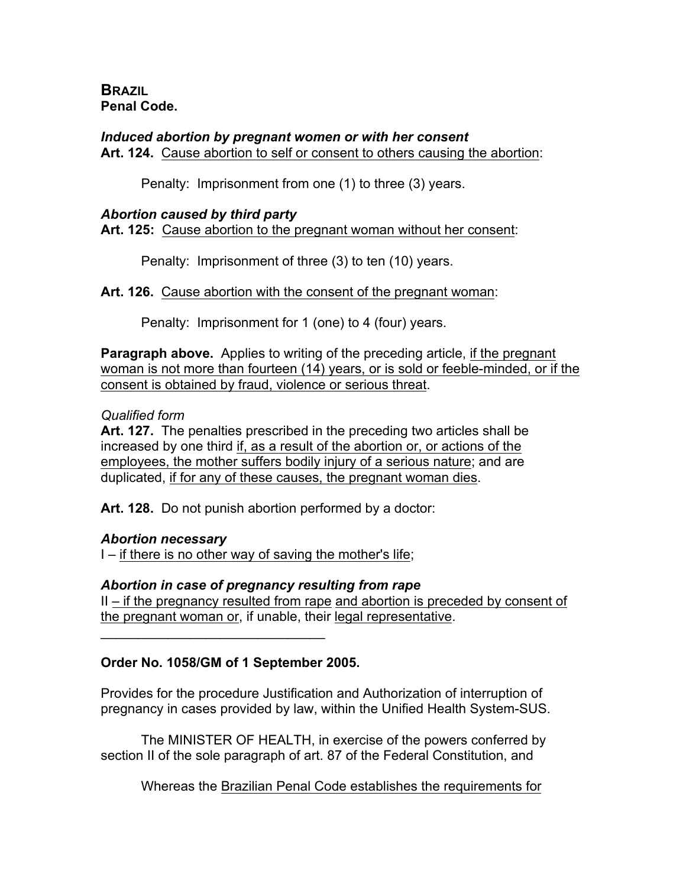# BRAZIL
**Penal Code.**

***Induced abortion by pregnant women or with her consent***
**Art. 124.** <u>Cause abortion to self or consent to others causing the abortion</u>:

Penalty: Imprisonment from one (1) to three (3) years.

***Abortion caused by third party***
**Art. 125:** <u>Cause abortion to the pregnant woman without her consent</u>:

Penalty: Imprisonment of three (3) to ten (10) years.

**Art. 126.** <u>Cause abortion with the consent of the pregnant woman</u>:

Penalty: Imprisonment for 1 (one) to 4 (four) years.

**Paragraph above.** Applies to writing of the preceding article, <u>if the pregnant woman is not more than fourteen (14) years, or is sold or feeble-minded, or if the consent is obtained by fraud, violence or serious threat</u>.

*Qualified form*
**Art. 127.** The penalties prescribed in the preceding two articles shall be increased by one third <u>if, as a result of the abortion or, or actions of the employees, the mother suffers bodily injury of a serious nature</u>; and are duplicated, <u>if for any of these causes, the pregnant woman dies</u>.

**Art. 128.** Do not punish abortion performed by a doctor:

***Abortion necessary***
I – <u>if there is no other way of saving the mother's life</u>;

***Abortion in case of pregnancy resulting from rape***
II <u>– if the pregnancy resulted from rape</u> <u>and abortion is preceded by consent of the pregnant woman or</u>, if unable, their <u>legal representative</u>.

---

**Order No. 1058/GM of 1 September 2005.**

Provides for the procedure Justification and Authorization of interruption of pregnancy in cases provided by law, within the Unified Health System-SUS.

The MINISTER OF HEALTH, in exercise of the powers conferred by section II of the sole paragraph of art. 87 of the Federal Constitution, and

Whereas the <u>Brazilian Penal Code establishes the requirements for</u>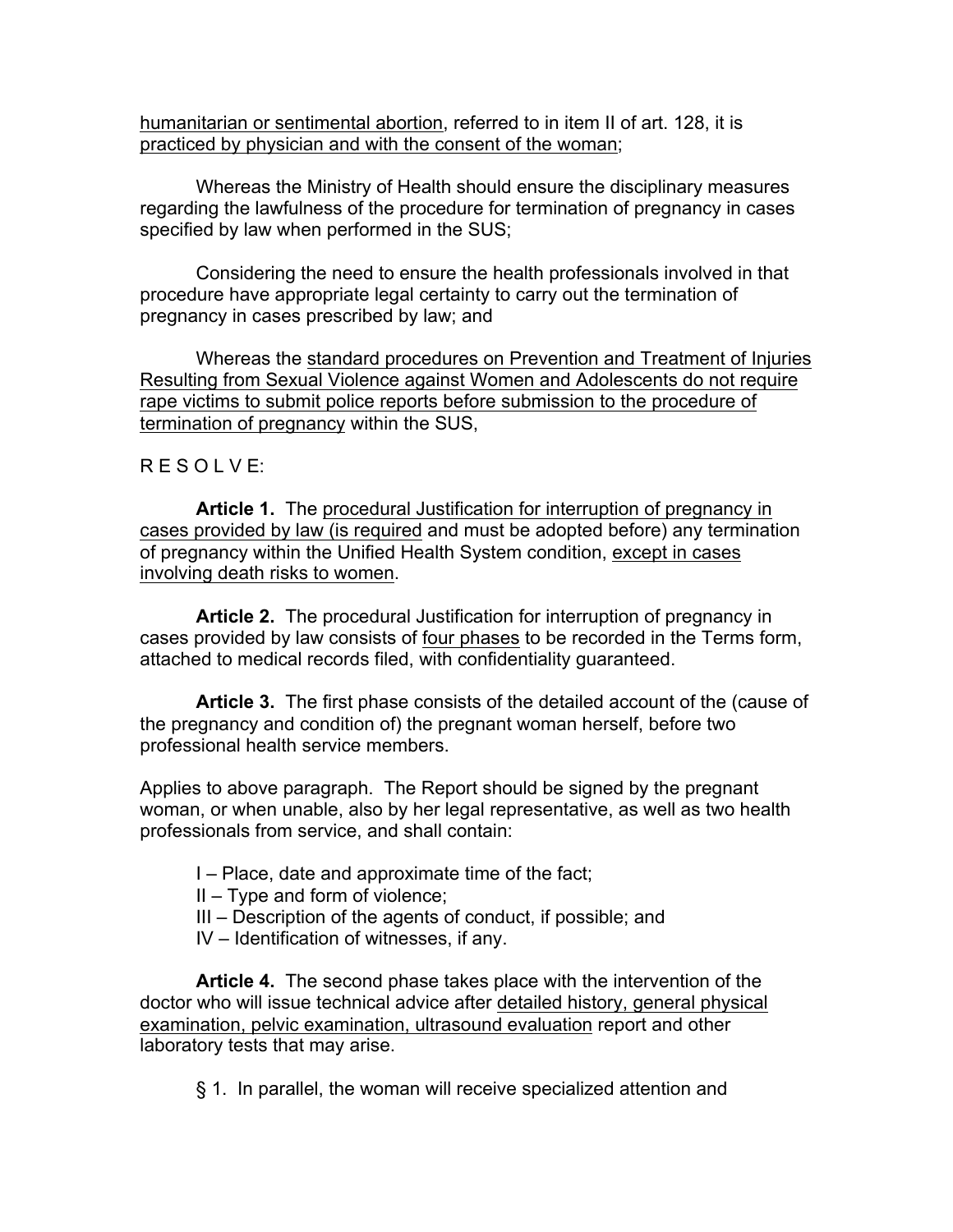humanitarian or sentimental abortion, referred to in item II of art. 128, it is practiced by physician and with the consent of the woman;

Whereas the Ministry of Health should ensure the disciplinary measures regarding the lawfulness of the procedure for termination of pregnancy in cases specified by law when performed in the SUS;

Considering the need to ensure the health professionals involved in that procedure have appropriate legal certainty to carry out the termination of pregnancy in cases prescribed by law; and

Whereas the standard procedures on Prevention and Treatment of Injuries Resulting from Sexual Violence against Women and Adolescents do not require rape victims to submit police reports before submission to the procedure of termination of pregnancy within the SUS,

R E S O L V E:

**Article 1.** The procedural Justification for interruption of pregnancy in cases provided by law (is required and must be adopted before) any termination of pregnancy within the Unified Health System condition, except in cases involving death risks to women.

**Article 2.** The procedural Justification for interruption of pregnancy in cases provided by law consists of four phases to be recorded in the Terms form, attached to medical records filed, with confidentiality guaranteed.

**Article 3.** The first phase consists of the detailed account of the (cause of the pregnancy and condition of) the pregnant woman herself, before two professional health service members.

Applies to above paragraph. The Report should be signed by the pregnant woman, or when unable, also by her legal representative, as well as two health professionals from service, and shall contain:

I – Place, date and approximate time of the fact;
II – Type and form of violence;
III – Description of the agents of conduct, if possible; and
IV – Identification of witnesses, if any.

**Article 4.** The second phase takes place with the intervention of the doctor who will issue technical advice after detailed history, general physical examination, pelvic examination, ultrasound evaluation report and other laboratory tests that may arise.

§ 1. In parallel, the woman will receive specialized attention and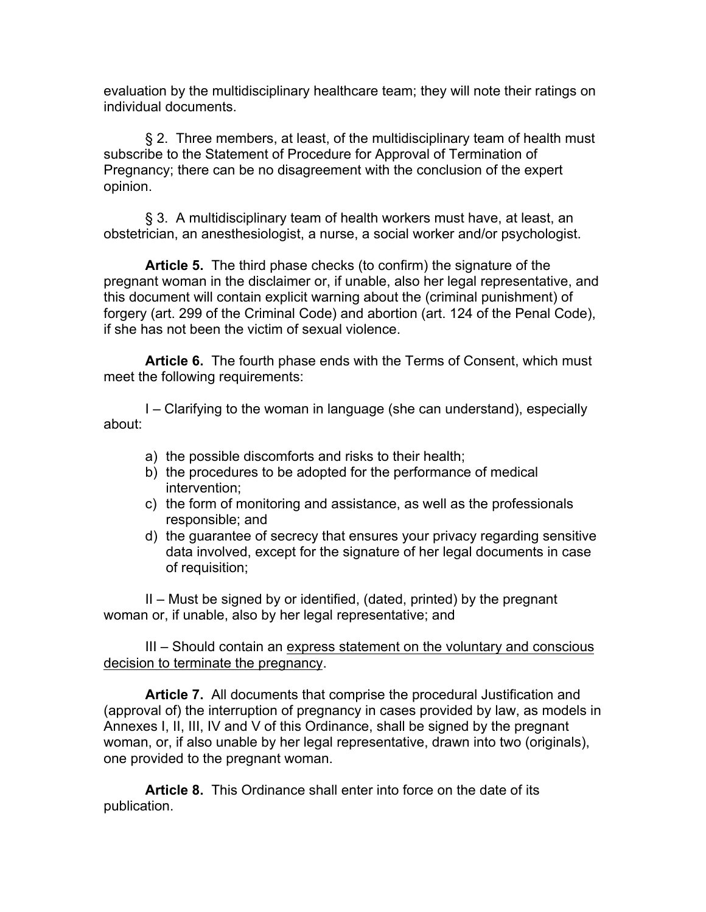evaluation by the multidisciplinary healthcare team; they will note their ratings on individual documents.

§ 2. Three members, at least, of the multidisciplinary team of health must subscribe to the Statement of Procedure for Approval of Termination of Pregnancy; there can be no disagreement with the conclusion of the expert opinion.

§ 3. A multidisciplinary team of health workers must have, at least, an obstetrician, an anesthesiologist, a nurse, a social worker and/or psychologist.

**Article 5.** The third phase checks (to confirm) the signature of the pregnant woman in the disclaimer or, if unable, also her legal representative, and this document will contain explicit warning about the (criminal punishment) of forgery (art. 299 of the Criminal Code) and abortion (art. 124 of the Penal Code), if she has not been the victim of sexual violence.

**Article 6.** The fourth phase ends with the Terms of Consent, which must meet the following requirements:

I – Clarifying to the woman in language (she can understand), especially about:

a) the possible discomforts and risks to their health;
b) the procedures to be adopted for the performance of medical intervention;
c) the form of monitoring and assistance, as well as the professionals responsible; and
d) the guarantee of secrecy that ensures your privacy regarding sensitive data involved, except for the signature of her legal documents in case of requisition;

II – Must be signed by or identified, (dated, printed) by the pregnant woman or, if unable, also by her legal representative; and

III – Should contain an <u>express statement on the voluntary and conscious decision to terminate the pregnancy</u>.

**Article 7.** All documents that comprise the procedural Justification and (approval of) the interruption of pregnancy in cases provided by law, as models in Annexes I, II, III, IV and V of this Ordinance, shall be signed by the pregnant woman, or, if also unable by her legal representative, drawn into two (originals), one provided to the pregnant woman.

**Article 8.** This Ordinance shall enter into force on the date of its publication.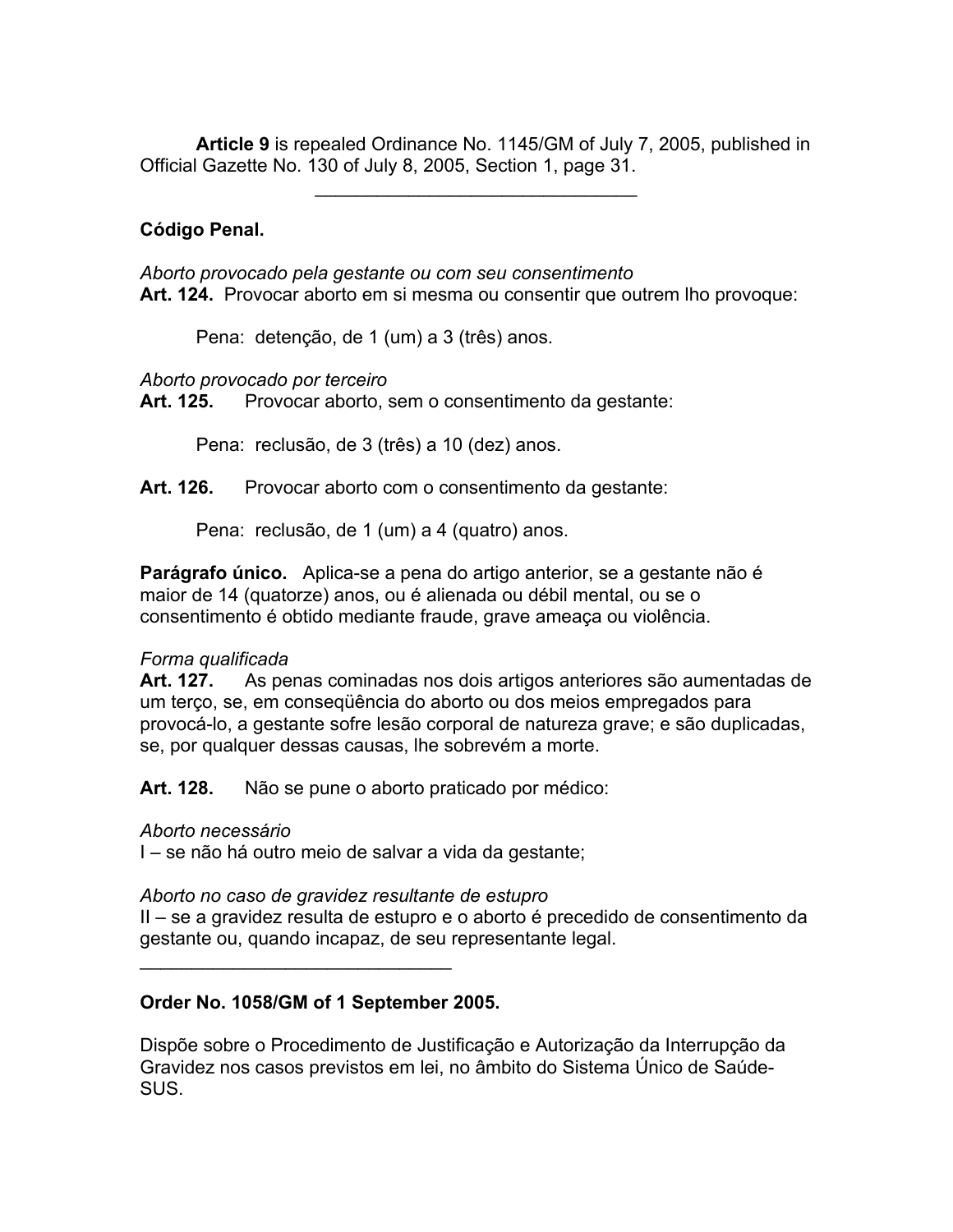**Article 9** is repealed Ordinance No. 1145/GM of July 7, 2005, published in Official Gazette No. 130 of July 8, 2005, Section 1, page 31.

---

**Código Penal.**

*Aborto provocado pela gestante ou com seu consentimento*
**Art. 124.** Provocar aborto em si mesma ou consentir que outrem lho provoque:

Pena: detenção, de 1 (um) a 3 (três) anos.

*Aborto provocado por terceiro*
**Art. 125.** Provocar aborto, sem o consentimento da gestante:

Pena: reclusão, de 3 (três) a 10 (dez) anos.

**Art. 126.** Provocar aborto com o consentimento da gestante:

Pena: reclusão, de 1 (um) a 4 (quatro) anos.

**Parágrafo único.** Aplica-se a pena do artigo anterior, se a gestante não é maior de 14 (quatorze) anos, ou é alienada ou débil mental, ou se o consentimento é obtido mediante fraude, grave ameaça ou violência.

*Forma qualificada*
**Art. 127.** As penas cominadas nos dois artigos anteriores são aumentadas de um terço, se, em conseqüência do aborto ou dos meios empregados para provocá-lo, a gestante sofre lesão corporal de natureza grave; e são duplicadas, se, por qualquer dessas causas, lhe sobrevém a morte.

**Art. 128.** Não se pune o aborto praticado por médico:

*Aborto necessário*
I – se não há outro meio de salvar a vida da gestante;

*Aborto no caso de gravidez resultante de estupro*
II – se a gravidez resulta de estupro e o aborto é precedido de consentimento da gestante ou, quando incapaz, de seu representante legal.

---

**Order No. 1058/GM of 1 September 2005.**

Dispõe sobre o Procedimento de Justificação e Autorização da Interrupção da Gravidez nos casos previstos em lei, no âmbito do Sistema Único de Saúde-SUS.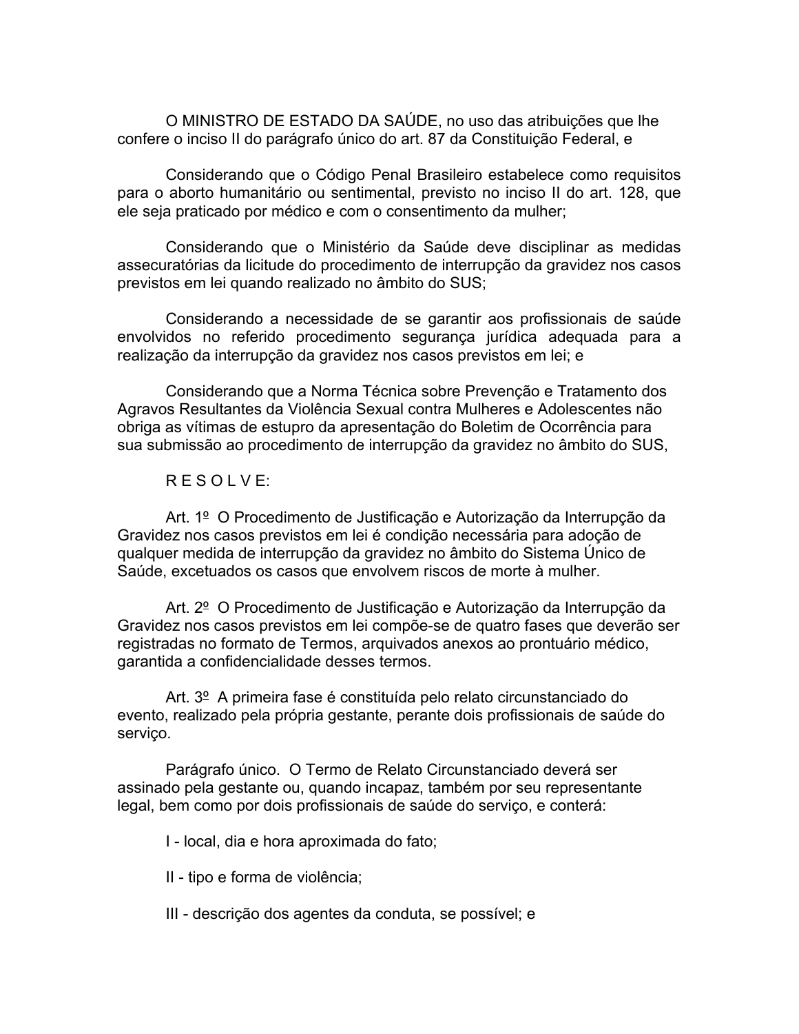O MINISTRO DE ESTADO DA SAÚDE, no uso das atribuições que lhe confere o inciso II do parágrafo único do art. 87 da Constituição Federal, e

Considerando que o Código Penal Brasileiro estabelece como requisitos para o aborto humanitário ou sentimental, previsto no inciso II do art. 128, que ele seja praticado por médico e com o consentimento da mulher;

Considerando que o Ministério da Saúde deve disciplinar as medidas assecuratórias da licitude do procedimento de interrupção da gravidez nos casos previstos em lei quando realizado no âmbito do SUS;

Considerando a necessidade de se garantir aos profissionais de saúde envolvidos no referido procedimento segurança jurídica adequada para a realização da interrupção da gravidez nos casos previstos em lei; e

Considerando que a Norma Técnica sobre Prevenção e Tratamento dos Agravos Resultantes da Violência Sexual contra Mulheres e Adolescentes não obriga as vítimas de estupro da apresentação do Boletim de Ocorrência para sua submissão ao procedimento de interrupção da gravidez no âmbito do SUS,

R E S O L V E:

Art. 1º O Procedimento de Justificação e Autorização da Interrupção da Gravidez nos casos previstos em lei é condição necessária para adoção de qualquer medida de interrupção da gravidez no âmbito do Sistema Único de Saúde, excetuados os casos que envolvem riscos de morte à mulher.

Art. 2º O Procedimento de Justificação e Autorização da Interrupção da Gravidez nos casos previstos em lei compõe-se de quatro fases que deverão ser registradas no formato de Termos, arquivados anexos ao prontuário médico, garantida a confidencialidade desses termos.

Art. 3º A primeira fase é constituída pelo relato circunstanciado do evento, realizado pela própria gestante, perante dois profissionais de saúde do serviço.

Parágrafo único. O Termo de Relato Circunstanciado deverá ser assinado pela gestante ou, quando incapaz, também por seu representante legal, bem como por dois profissionais de saúde do serviço, e conterá:

I - local, dia e hora aproximada do fato;

II - tipo e forma de violência;

III - descrição dos agentes da conduta, se possível; e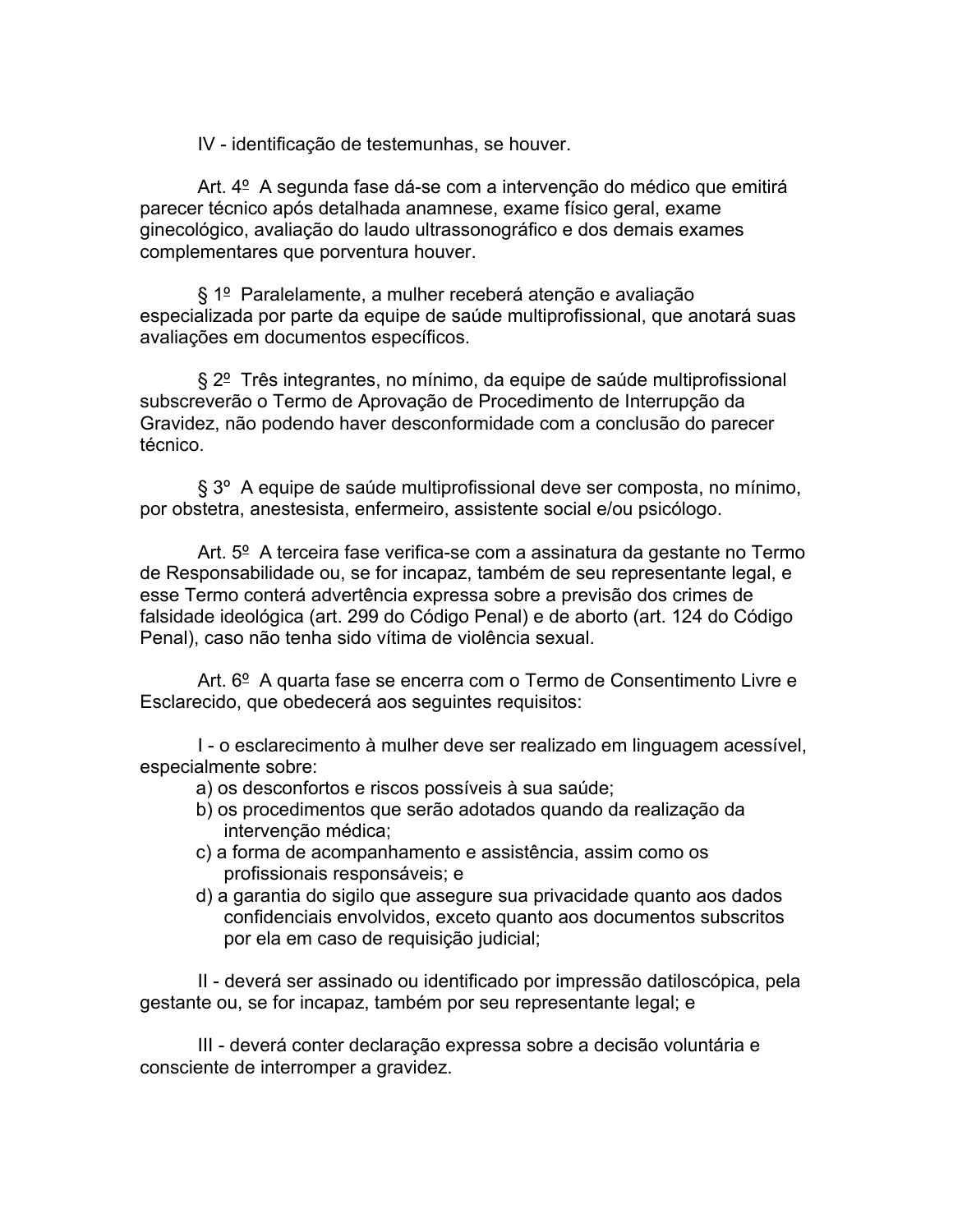IV - identificação de testemunhas, se houver.

Art. 4º A segunda fase dá-se com a intervenção do médico que emitirá parecer técnico após detalhada anamnese, exame físico geral, exame ginecológico, avaliação do laudo ultrassonográfico e dos demais exames complementares que porventura houver.

§ 1º Paralelamente, a mulher receberá atenção e avaliação especializada por parte da equipe de saúde multiprofissional, que anotará suas avaliações em documentos específicos.

§ 2º Três integrantes, no mínimo, da equipe de saúde multiprofissional subscreverão o Termo de Aprovação de Procedimento de Interrupção da Gravidez, não podendo haver desconformidade com a conclusão do parecer técnico.

§ 3º A equipe de saúde multiprofissional deve ser composta, no mínimo, por obstetra, anestesista, enfermeiro, assistente social e/ou psicólogo.

Art. 5º A terceira fase verifica-se com a assinatura da gestante no Termo de Responsabilidade ou, se for incapaz, também de seu representante legal, e esse Termo conterá advertência expressa sobre a previsão dos crimes de falsidade ideológica (art. 299 do Código Penal) e de aborto (art. 124 do Código Penal), caso não tenha sido vítima de violência sexual.

Art. 6º A quarta fase se encerra com o Termo de Consentimento Livre e Esclarecido, que obedecerá aos seguintes requisitos:

I - o esclarecimento à mulher deve ser realizado em linguagem acessível, especialmente sobre:

a) os desconfortos e riscos possíveis à sua saúde;
b) os procedimentos que serão adotados quando da realização da intervenção médica;
c) a forma de acompanhamento e assistência, assim como os profissionais responsáveis; e
d) a garantia do sigilo que assegure sua privacidade quanto aos dados confidenciais envolvidos, exceto quanto aos documentos subscritos por ela em caso de requisição judicial;

II - deverá ser assinado ou identificado por impressão datiloscópica, pela gestante ou, se for incapaz, também por seu representante legal; e

III - deverá conter declaração expressa sobre a decisão voluntária e consciente de interromper a gravidez.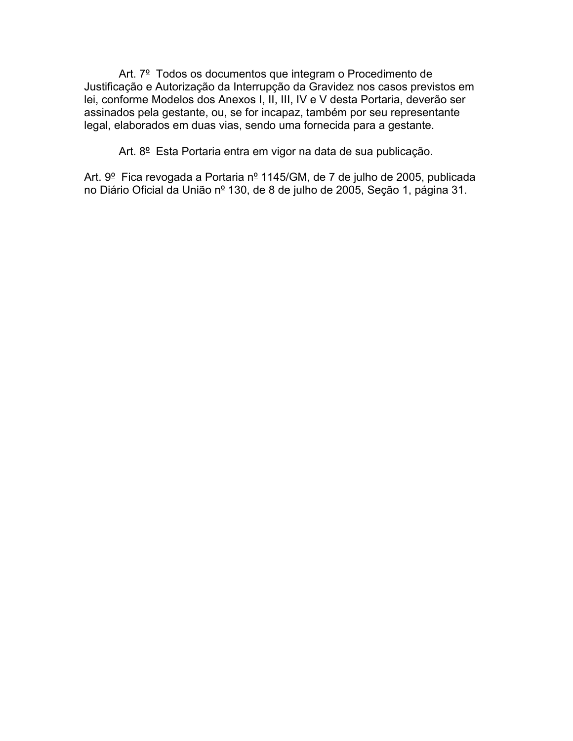Art. 7º Todos os documentos que integram o Procedimento de Justificação e Autorização da Interrupção da Gravidez nos casos previstos em lei, conforme Modelos dos Anexos I, II, III, IV e V desta Portaria, deverão ser assinados pela gestante, ou, se for incapaz, também por seu representante legal, elaborados em duas vias, sendo uma fornecida para a gestante.

Art. 8º Esta Portaria entra em vigor na data de sua publicação.

Art. 9º Fica revogada a Portaria nº 1145/GM, de 7 de julho de 2005, publicada no Diário Oficial da União nº 130, de 8 de julho de 2005, Seção 1, página 31.